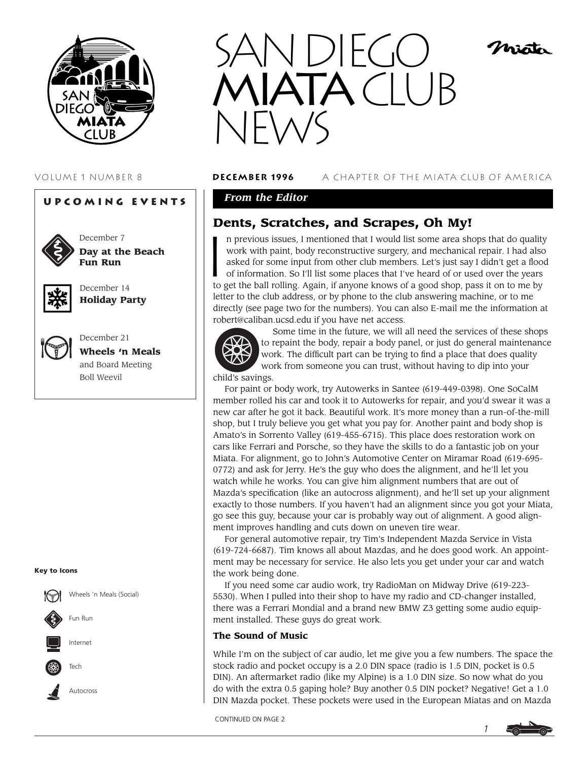# SAN DIEGO MIATA CLUB NEWS

VOLUME 1 NUMBER 8 **DECEMBER 1996** A CHAPTER OF THE MIATA CLUB OF AMERICA

## UPCOMING EVENTS

December 7
**Day at the Beach Fun Run**

December 14
**Holiday Party**

December 21
**Wheels 'n Meals**
and Board Meeting
Boll Weevil

**Key to Icons**

- Wheels 'n Meals (Social)
- Fun Run
- Internet
- Tech
- Autocross

*From the Editor*

## Dents, Scratches, and Scrapes, Oh My!

In previous issues, I mentioned that I would list some area shops that do quality work with paint, body reconstructive surgery, and mechanical repair. I had also asked for some input from other club members. Let's just say I didn't get a flood of information. So I'll list some places that I've heard of or used over the years to get the ball rolling. Again, if anyone knows of a good shop, pass it on to me by letter to the club address, or by phone to the club answering machine, or to me directly (see page two for the numbers). You can also E-mail me the information at robert@caliban.ucsd.edu if you have net access.

Some time in the future, we will all need the services of these shops to repaint the body, repair a body panel, or just do general maintenance work. The difficult part can be trying to find a place that does quality work from someone you can trust, without having to dip into your child's savings.

For paint or body work, try Autowerks in Santee (619-449-0398). One SoCalM member rolled his car and took it to Autowerks for repair, and you'd swear it was a new car after he got it back. Beautiful work. It's more money than a run-of-the-mill shop, but I truly believe you get what you pay for. Another paint and body shop is Amato's in Sorrento Valley (619-455-6715). This place does restoration work on cars like Ferrari and Porsche, so they have the skills to do a fantastic job on your Miata. For alignment, go to John's Automotive Center on Miramar Road (619-695-0772) and ask for Jerry. He's the guy who does the alignment, and he'll let you watch while he works. You can give him alignment numbers that are out of Mazda's specification (like an autocross alignment), and he'll set up your alignment exactly to those numbers. If you haven't had an alignment since you got your Miata, go see this guy, because your car is probably way out of alignment. A good alignment improves handling and cuts down on uneven tire wear.

For general automotive repair, try Tim's Independent Mazda Service in Vista (619-724-6687). Tim knows all about Mazdas, and he does good work. An appointment may be necessary for service. He also lets you get under your car and watch the work being done.

If you need some car audio work, try RadioMan on Midway Drive (619-223-5530). When I pulled into their shop to have my radio and CD-changer installed, there was a Ferrari Mondial and a brand new BMW Z3 getting some audio equipment installed. These guys do great work.

### The Sound of Music

While I'm on the subject of car audio, let me give you a few numbers. The space the stock radio and pocket occupy is a 2.0 DIN space (radio is 1.5 DIN, pocket is 0.5 DIN). An aftermarket radio (like my Alpine) is a 1.0 DIN size. So now what do you do with the extra 0.5 gaping hole? Buy another 0.5 DIN pocket? Negative! Get a 1.0 DIN Mazda pocket. These pockets were used in the European Miatas and on Mazda

CONTINUED ON PAGE 2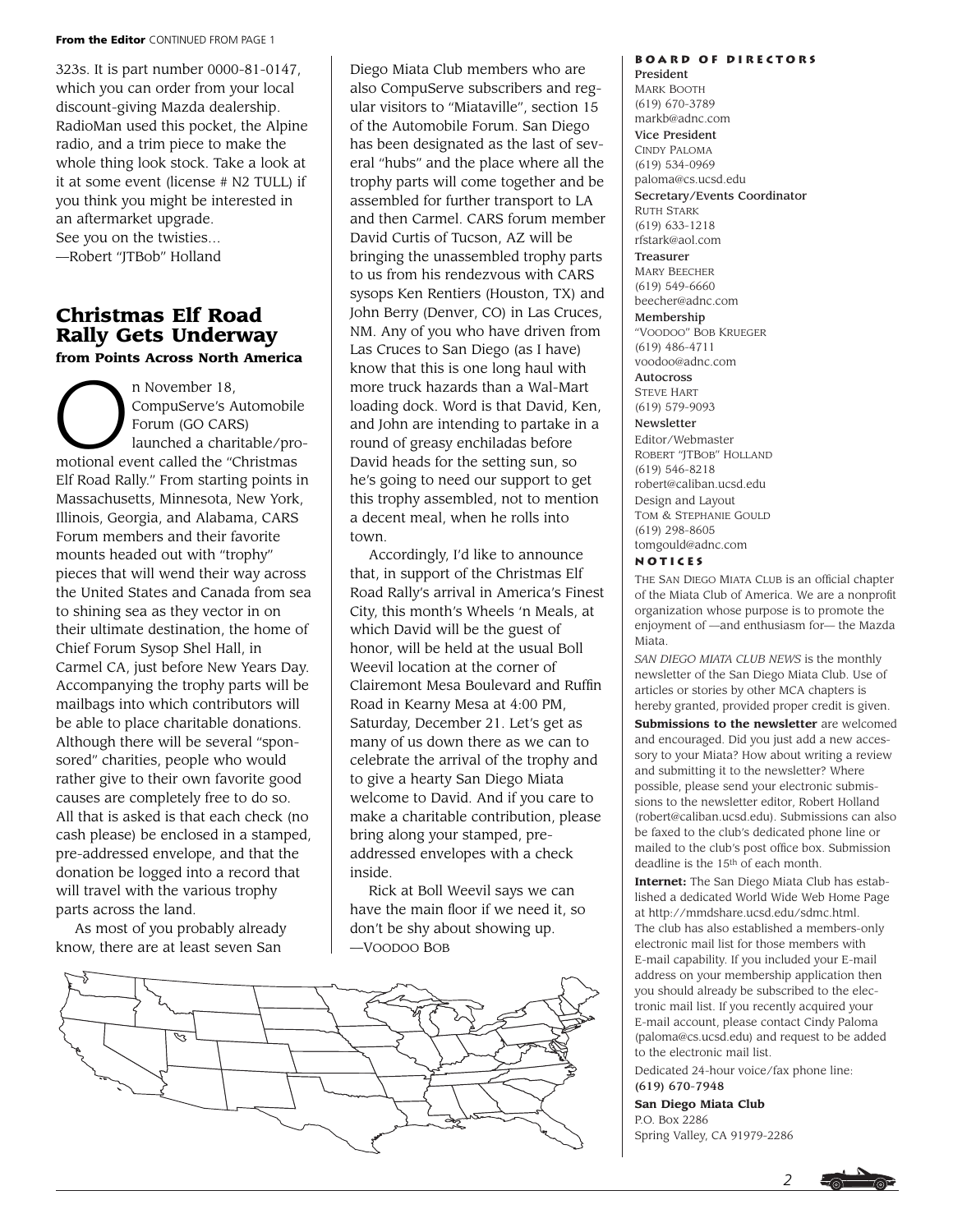**From the Editor** CONTINUED FROM PAGE 1

323s. It is part number 0000-81-0147, which you can order from your local discount-giving Mazda dealership. RadioMan used this pocket, the Alpine radio, and a trim piece to make the whole thing look stock. Take a look at it at some event (license # N2 TULL) if you think you might be interested in an aftermarket upgrade.

See you on the twisties…

—Robert "JTBob" Holland

## Christmas Elf Road Rally Gets Underway

**from Points Across North America**

On November 18, CompuServe's Automobile Forum (GO CARS) launched a charitable/promotional event called the "Christmas Elf Road Rally." From starting points in Massachusetts, Minnesota, New York, Illinois, Georgia, and Alabama, CARS Forum members and their favorite mounts headed out with "trophy" pieces that will wend their way across the United States and Canada from sea to shining sea as they vector in on their ultimate destination, the home of Chief Forum Sysop Shel Hall, in Carmel CA, just before New Years Day. Accompanying the trophy parts will be mailbags into which contributors will be able to place charitable donations. Although there will be several "sponsored" charities, people who would rather give to their own favorite good causes are completely free to do so. All that is asked is that each check (no cash please) be enclosed in a stamped, pre-addressed envelope, and that the donation be logged into a record that will travel with the various trophy parts across the land.

As most of you probably already know, there are at least seven San Diego Miata Club members who are also CompuServe subscribers and regular visitors to "Miataville", section 15 of the Automobile Forum. San Diego has been designated as the last of several "hubs" and the place where all the trophy parts will come together and be assembled for further transport to LA and then Carmel. CARS forum member David Curtis of Tucson, AZ will be bringing the unassembled trophy parts to us from his rendezvous with CARS sysops Ken Rentiers (Houston, TX) and John Berry (Denver, CO) in Las Cruces, NM. Any of you who have driven from Las Cruces to San Diego (as I have) know that this is one long haul with more truck hazards than a Wal-Mart loading dock. Word is that David, Ken, and John are intending to partake in a round of greasy enchiladas before David heads for the setting sun, so he's going to need our support to get this trophy assembled, not to mention a decent meal, when he rolls into town.

Accordingly, I'd like to announce that, in support of the Christmas Elf Road Rally's arrival in America's Finest City, this month's Wheels 'n Meals, at which David will be the guest of honor, will be held at the usual Boll Weevil location at the corner of Clairemont Mesa Boulevard and Ruffin Road in Kearny Mesa at 4:00 PM, Saturday, December 21. Let's get as many of us down there as we can to celebrate the arrival of the trophy and to give a hearty San Diego Miata welcome to David. And if you care to make a charitable contribution, please bring along your stamped, pre-addressed envelopes with a check inside.

Rick at Boll Weevil says we can have the main floor if we need it, so don't be shy about showing up.

—Voodoo Bob

### BOARD OF DIRECTORS

**President**
Mark Booth
(619) 670-3789
markb@adnc.com

**Vice President**
Cindy Paloma
(619) 534-0969
paloma@cs.ucsd.edu

**Secretary/Events Coordinator**
Ruth Stark
(619) 633-1218
rfstark@aol.com

**Treasurer**
Mary Beecher
(619) 549-6660
beecher@adnc.com

**Membership**
"Voodoo" Bob Krueger
(619) 486-4711
voodoo@adnc.com

**Autocross**
Steve Hart
(619) 579-9093

**Newsletter**
Editor/Webmaster
Robert "JTBob" Holland
(619) 546-8218
robert@caliban.ucsd.edu

Design and Layout
Tom & Stephanie Gould
(619) 298-8605
tomgould@adnc.com

### NOTICES

The San Diego Miata Club is an official chapter of the Miata Club of America. We are a nonprofit organization whose purpose is to promote the enjoyment of —and enthusiasm for— the Mazda Miata.

*San Diego Miata Club News* is the monthly newsletter of the San Diego Miata Club. Use of articles or stories by other MCA chapters is hereby granted, provided proper credit is given.

**Submissions to the newsletter** are welcomed and encouraged. Did you just add a new accessory to your Miata? How about writing a review and submitting it to the newsletter? Where possible, please send your electronic submissions to the newsletter editor, Robert Holland (robert@caliban.ucsd.edu). Submissions can also be faxed to the club's dedicated phone line or mailed to the club's post office box. Submission deadline is the 15th of each month.

**Internet:** The San Diego Miata Club has established a dedicated World Wide Web Home Page at http://mmdshare.ucsd.edu/sdmc.html. The club has also established a members-only electronic mail list for those members with E-mail capability. If you included your E-mail address on your membership application then you should already be subscribed to the electronic mail list. If you recently acquired your E-mail account, please contact Cindy Paloma (paloma@cs.ucsd.edu) and request to be added to the electronic mail list.

Dedicated 24-hour voice/fax phone line:
**(619) 670-7948**

**San Diego Miata Club**
P.O. Box 2286
Spring Valley, CA 91979-2286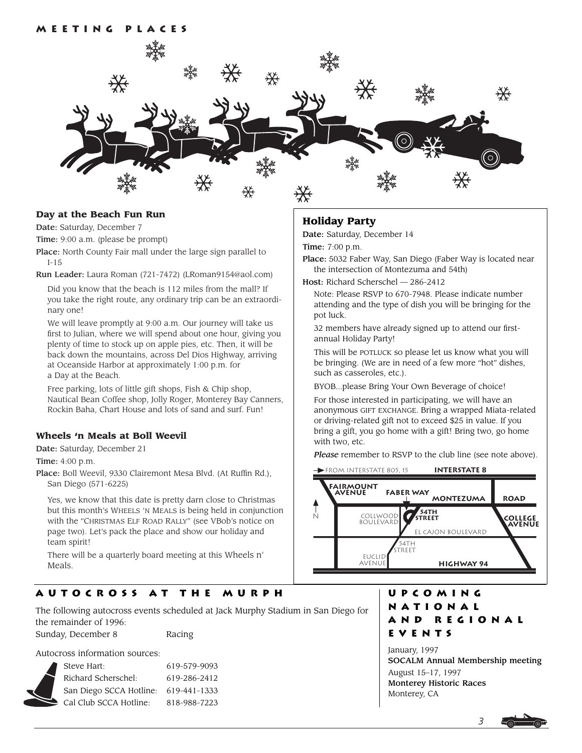# Meeting Places

### Day at the Beach Fun Run

**Date:** Saturday, December 7

**Time:** 9:00 a.m. (please be prompt)

**Place:** North County Fair mall under the large sign parallel to I-15

**Run Leader:** Laura Roman (721-7472) (LRoman9154@aol.com)

Did you know that the beach is 112 miles from the mall? If you take the right route, any ordinary trip can be an extraordinary one!

We will leave promptly at 9:00 a.m. Our journey will take us first to Julian, where we will spend about one hour, giving you plenty of time to stock up on apple pies, etc. Then, it will be back down the mountains, across Del Dios Highway, arriving at Oceanside Harbor at approximately 1:00 p.m. for a Day at the Beach.

Free parking, lots of little gift shops, Fish & Chip shop, Nautical Bean Coffee shop, Jolly Roger, Monterey Bay Canners, Rockin Baha, Chart House and lots of sand and surf. Fun!

### Wheels 'n Meals at Boll Weevil

**Date:** Saturday, December 21

**Time:** 4:00 p.m.

**Place:** Boll Weevil, 9330 Clairemont Mesa Blvd. (At Ruffin Rd.), San Diego (571-6225)

Yes, we know that this date is pretty darn close to Christmas but this month's Wheels 'n Meals is being held in conjunction with the "Christmas Elf Road Rally" (see VBob's notice on page two). Let's pack the place and show our holiday and team spirit!

There will be a quarterly board meeting at this Wheels n' Meals.

### Holiday Party

**Date:** Saturday, December 14

**Time:** 7:00 p.m.

**Place:** 5032 Faber Way, San Diego (Faber Way is located near the intersection of Montezuma and 54th)

**Host:** Richard Scherschel — 286-2412

Note: Please RSVP to 670-7948. Please indicate number attending and the type of dish you will be bringing for the pot luck.

32 members have already signed up to attend our first-annual Holiday Party!

This will be potluck so please let us know what you will be bringing. (We are in need of a few more "hot" dishes, such as casseroles, etc.).

BYOB...please Bring Your Own Beverage of choice!

For those interested in participating, we will have an anonymous gift exchange. Bring a wrapped Miata-related or driving-related gift not to exceed $25 in value. If you bring a gift, you go home with a gift! Bring two, go home with two, etc.

*Please* remember to RSVP to the club line (see note above).

From Interstate 805, 15 — Interstate 8 — Fairmount Avenue — Faber Way — Montezuma Road — 54th Street — Collwood Boulevard — College Avenue — El Cajon Boulevard — 54th Street — Euclid Avenue — Highway 94 — N

## Autocross at the Murph

The following autocross events scheduled at Jack Murphy Stadium in San Diego for the remainder of 1996:

Sunday, December 8 — Racing

Autocross information sources:

| | |
|---|---|
| Steve Hart: | 619-579-9093 |
| Richard Scherschel: | 619-286-2412 |
| San Diego SCCA Hotline: | 619-441-1333 |
| Cal Club SCCA Hotline: | 818-988-7223 |

## Upcoming National and Regional Events

January, 1997
**SOCALM Annual Membership meeting**

August 15–17, 1997
**Monterey Historic Races**
Monterey, CA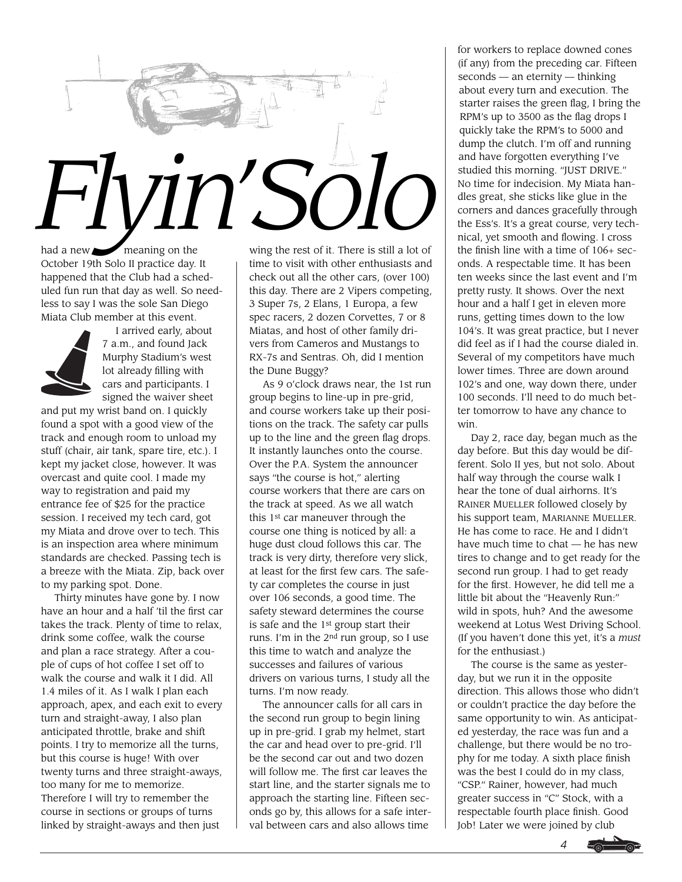# Flyin' Solo

had a new meaning on the October 19th Solo II practice day. It happened that the Club had a scheduled fun run that day as well. So needless to say I was the sole San Diego Miata Club member at this event.

I arrived early, about 7 a.m., and found Jack Murphy Stadium's west lot already filling with cars and participants. I signed the waiver sheet and put my wrist band on. I quickly found a spot with a good view of the track and enough room to unload my stuff (chair, air tank, spare tire, etc.). I kept my jacket close, however. It was overcast and quite cool. I made my way to registration and paid my entrance fee of $25 for the practice session. I received my tech card, got my Miata and drove over to tech. This is an inspection area where minimum standards are checked. Passing tech is a breeze with the Miata. Zip, back over to my parking spot. Done.

Thirty minutes have gone by. I now have an hour and a half 'til the first car takes the track. Plenty of time to relax, drink some coffee, walk the course and plan a race strategy. After a couple of cups of hot coffee I set off to walk the course and walk it I did. All 1.4 miles of it. As I walk I plan each approach, apex, and each exit to every turn and straight-away, I also plan anticipated throttle, brake and shift points. I try to memorize all the turns, but this course is huge! With over twenty turns and three straight-aways, too many for me to memorize. Therefore I will try to remember the course in sections or groups of turns linked by straight-aways and then just wing the rest of it. There is still a lot of time to visit with other enthusiasts and check out all the other cars, (over 100) this day. There are 2 Vipers competing, 3 Super 7s, 2 Elans, 1 Europa, a few spec racers, 2 dozen Corvettes, 7 or 8 Miatas, and host of other family drivers from Cameros and Mustangs to RX-7s and Sentras. Oh, did I mention the Dune Buggy?

As 9 o'clock draws near, the 1st run group begins to line-up in pre-grid, and course workers take up their positions on the track. The safety car pulls up to the line and the green flag drops. It instantly launches onto the course. Over the P.A. System the announcer says "the course is hot," alerting course workers that there are cars on the track at speed. As we all watch this 1st car maneuver through the course one thing is noticed by all: a huge dust cloud follows this car. The track is very dirty, therefore very slick, at least for the first few cars. The safety car completes the course in just over 106 seconds, a good time. The safety steward determines the course is safe and the 1st group start their runs. I'm in the 2nd run group, so I use this time to watch and analyze the successes and failures of various drivers on various turns, I study all the turns. I'm now ready.

The announcer calls for all cars in the second run group to begin lining up in pre-grid. I grab my helmet, start the car and head over to pre-grid. I'll be the second car out and two dozen will follow me. The first car leaves the start line, and the starter signals me to approach the starting line. Fifteen seconds go by, this allows for a safe interval between cars and also allows time for workers to replace downed cones (if any) from the preceding car. Fifteen seconds — an eternity — thinking about every turn and execution. The starter raises the green flag, I bring the RPM's up to 3500 as the flag drops I quickly take the RPM's to 5000 and dump the clutch. I'm off and running and have forgotten everything I've studied this morning. "JUST DRIVE." No time for indecision. My Miata handles great, she sticks like glue in the corners and dances gracefully through the Ess's. It's a great course, very technical, yet smooth and flowing. I cross the finish line with a time of 106+ seconds. A respectable time. It has been ten weeks since the last event and I'm pretty rusty. It shows. Over the next hour and a half I get in eleven more runs, getting times down to the low 104's. It was great practice, but I never did feel as if I had the course dialed in. Several of my competitors have much lower times. Three are down around 102's and one, way down there, under 100 seconds. I'll need to do much better tomorrow to have any chance to win.

Day 2, race day, began much as the day before. But this day would be different. Solo II yes, but not solo. About half way through the course walk I hear the tone of dual airhorns. It's RAINER MUELLER followed closely by his support team, MARIANNE MUELLER. He has come to race. He and I didn't have much time to chat — he has new tires to change and to get ready for the second run group. I had to get ready for the first. However, he did tell me a little bit about the "Heavenly Run:" wild in spots, huh? And the awesome weekend at Lotus West Driving School. (If you haven't done this yet, it's a *must* for the enthusiast.)

The course is the same as yesterday, but we run it in the opposite direction. This allows those who didn't or couldn't practice the day before the same opportunity to win. As anticipated yesterday, the race was fun and a challenge, but there would be no trophy for me today. A sixth place finish was the best I could do in my class, "CSP." Rainer, however, had much greater success in "C" Stock, with a respectable fourth place finish. Good Job! Later we were joined by club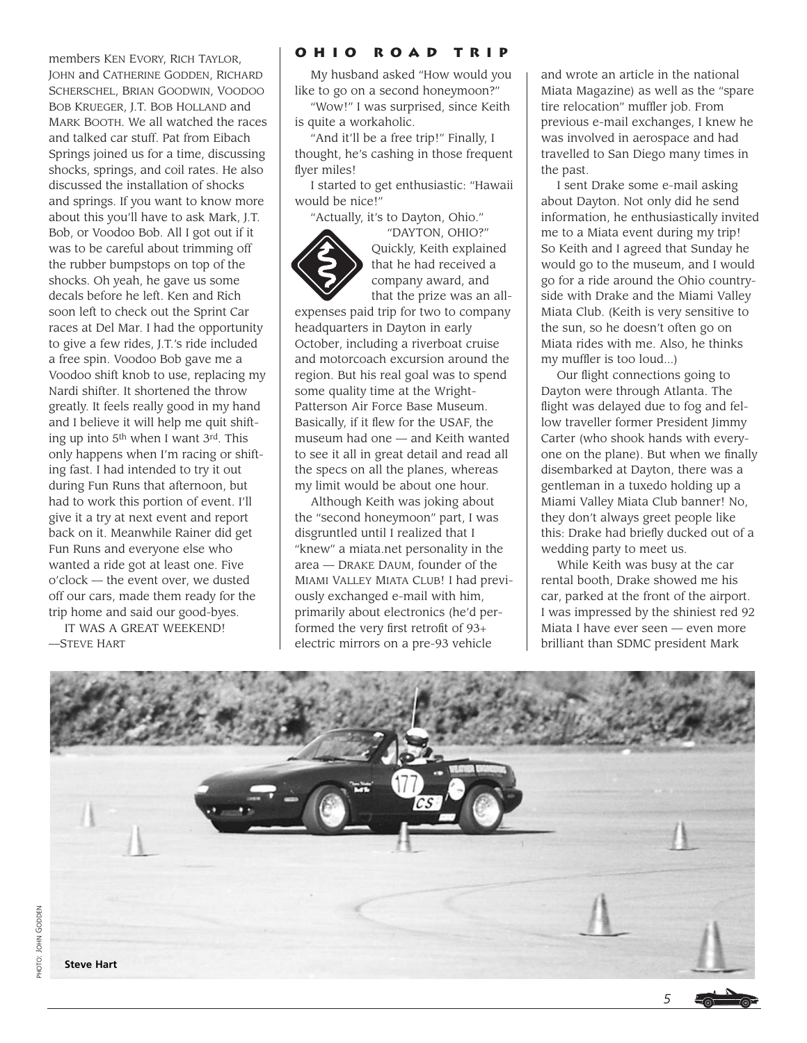members KEN EVORY, RICH TAYLOR, JOHN and CATHERINE GODDEN, RICHARD SCHERSCHEL, BRIAN GOODWIN, VOODOO BOB KRUEGER, J.T. BOB HOLLAND and MARK BOOTH. We all watched the races and talked car stuff. Pat from Eibach Springs joined us for a time, discussing shocks, springs, and coil rates. He also discussed the installation of shocks and springs. If you want to know more about this you'll have to ask Mark, J.T. Bob, or Voodoo Bob. All I got out if it was to be careful about trimming off the rubber bumpstops on top of the shocks. Oh yeah, he gave us some decals before he left. Ken and Rich soon left to check out the Sprint Car races at Del Mar. I had the opportunity to give a few rides, J.T.'s ride included a free spin. Voodoo Bob gave me a Voodoo shift knob to use, replacing my Nardi shifter. It shortened the throw greatly. It feels really good in my hand and I believe it will help me quit shifting up into 5th when I want 3rd. This only happens when I'm racing or shifting fast. I had intended to try it out during Fun Runs that afternoon, but had to work this portion of event. I'll give it a try at next event and report back on it. Meanwhile Rainer did get Fun Runs and everyone else who wanted a ride got at least one. Five o'clock — the event over, we dusted off our cars, made them ready for the trip home and said our good-byes.

IT WAS A GREAT WEEKEND!
—STEVE HART

## OHIO ROAD TRIP

My husband asked "How would you like to go on a second honeymoon?"

"Wow!" I was surprised, since Keith is quite a workaholic.

"And it'll be a free trip!" Finally, I thought, he's cashing in those frequent flyer miles!

I started to get enthusiastic: "Hawaii would be nice!"

"Actually, it's to Dayton, Ohio."

"DAYTON, OHIO?" Quickly, Keith explained that he had received a company award, and that the prize was an all-expenses paid trip for two to company headquarters in Dayton in early October, including a riverboat cruise and motorcoach excursion around the region. But his real goal was to spend some quality time at the Wright-Patterson Air Force Base Museum. Basically, if it flew for the USAF, the museum had one — and Keith wanted to see it all in great detail and read all the specs on all the planes, whereas my limit would be about one hour.

Although Keith was joking about the "second honeymoon" part, I was disgruntled until I realized that I "knew" a miata.net personality in the area — DRAKE DAUM, founder of the MIAMI VALLEY MIATA CLUB! I had previously exchanged e-mail with him, primarily about electronics (he'd performed the very first retrofit of 93+ electric mirrors on a pre-93 vehicle and wrote an article in the national Miata Magazine) as well as the "spare tire relocation" muffler job. From previous e-mail exchanges, I knew he was involved in aerospace and had travelled to San Diego many times in the past.

I sent Drake some e-mail asking about Dayton. Not only did he send information, he enthusiastically invited me to a Miata event during my trip! So Keith and I agreed that Sunday he would go to the museum, and I would go for a ride around the Ohio countryside with Drake and the Miami Valley Miata Club. (Keith is very sensitive to the sun, so he doesn't often go on Miata rides with me. Also, he thinks my muffler is too loud...)

Our flight connections going to Dayton were through Atlanta. The flight was delayed due to fog and fellow traveller former President Jimmy Carter (who shook hands with everyone on the plane). But when we finally disembarked at Dayton, there was a gentleman in a tuxedo holding up a Miami Valley Miata Club banner! No, they don't always greet people like this: Drake had briefly ducked out of a wedding party to meet us.

While Keith was busy at the car rental booth, Drake showed me his car, parked at the front of the airport. I was impressed by the shiniest red 92 Miata I have ever seen — even more brilliant than SDMC president Mark

PHOTO: JOHN GODDEN

**Steve Hart**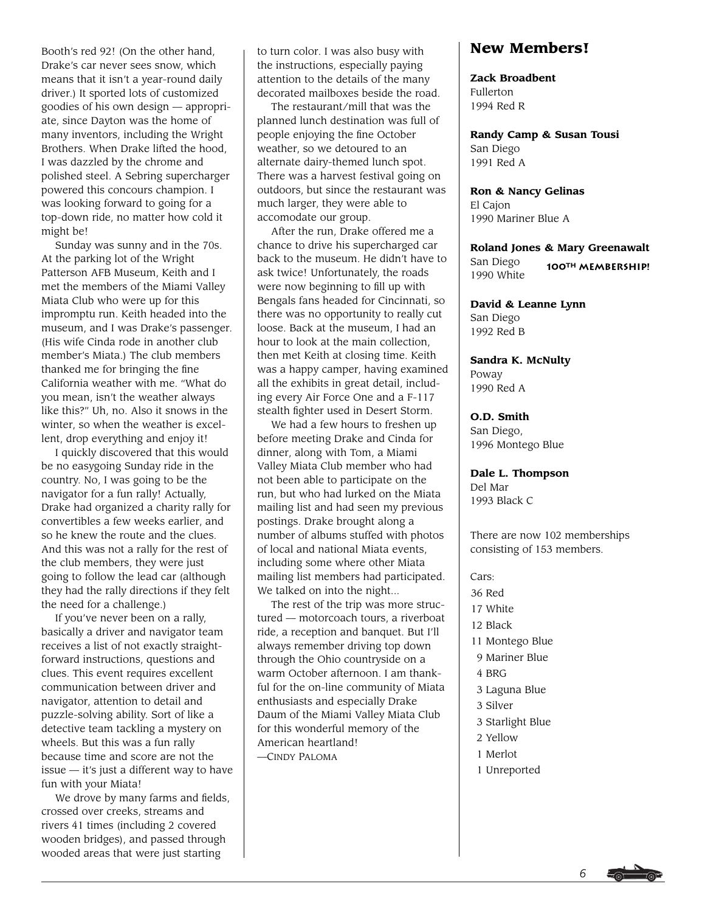Booth's red 92! (On the other hand, Drake's car never sees snow, which means that it isn't a year-round daily driver.) It sported lots of customized goodies of his own design — appropriate, since Dayton was the home of many inventors, including the Wright Brothers. When Drake lifted the hood, I was dazzled by the chrome and polished steel. A Sebring supercharger powered this concours champion. I was looking forward to going for a top-down ride, no matter how cold it might be!

Sunday was sunny and in the 70s. At the parking lot of the Wright Patterson AFB Museum, Keith and I met the members of the Miami Valley Miata Club who were up for this impromptu run. Keith headed into the museum, and I was Drake's passenger. (His wife Cinda rode in another club member's Miata.) The club members thanked me for bringing the fine California weather with me. "What do you mean, isn't the weather always like this?" Uh, no. Also it snows in the winter, so when the weather is excellent, drop everything and enjoy it!

I quickly discovered that this would be no easygoing Sunday ride in the country. No, I was going to be the navigator for a fun rally! Actually, Drake had organized a charity rally for convertibles a few weeks earlier, and so he knew the route and the clues. And this was not a rally for the rest of the club members, they were just going to follow the lead car (although they had the rally directions if they felt the need for a challenge.)

If you've never been on a rally, basically a driver and navigator team receives a list of not exactly straightforward instructions, questions and clues. This event requires excellent communication between driver and navigator, attention to detail and puzzle-solving ability. Sort of like a detective team tackling a mystery on wheels. But this was a fun rally because time and score are not the issue — it's just a different way to have fun with your Miata!

We drove by many farms and fields, crossed over creeks, streams and rivers 41 times (including 2 covered wooden bridges), and passed through wooded areas that were just starting to turn color. I was also busy with the instructions, especially paying attention to the details of the many decorated mailboxes beside the road.

The restaurant/mill that was the planned lunch destination was full of people enjoying the fine October weather, so we detoured to an alternate dairy-themed lunch spot. There was a harvest festival going on outdoors, but since the restaurant was much larger, they were able to accomodate our group.

After the run, Drake offered me a chance to drive his supercharged car back to the museum. He didn't have to ask twice! Unfortunately, the roads were now beginning to fill up with Bengals fans headed for Cincinnati, so there was no opportunity to really cut loose. Back at the museum, I had an hour to look at the main collection, then met Keith at closing time. Keith was a happy camper, having examined all the exhibits in great detail, including every Air Force One and a F-117 stealth fighter used in Desert Storm.

We had a few hours to freshen up before meeting Drake and Cinda for dinner, along with Tom, a Miami Valley Miata Club member who had not been able to participate on the run, but who had lurked on the Miata mailing list and had seen my previous postings. Drake brought along a number of albums stuffed with photos of local and national Miata events, including some where other Miata mailing list members had participated. We talked on into the night...

The rest of the trip was more structured — motorcoach tours, a riverboat ride, a reception and banquet. But I'll always remember driving top down through the Ohio countryside on a warm October afternoon. I am thankful for the on-line community of Miata enthusiasts and especially Drake Daum of the Miami Valley Miata Club for this wonderful memory of the American heartland!

—Cindy Paloma

## New Members!

**Zack Broadbent**
Fullerton
1994 Red R

**Randy Camp & Susan Tousi**
San Diego
1991 Red A

**Ron & Nancy Gelinas**
El Cajon
1990 Mariner Blue A

**Roland Jones & Mary Greenawalt**
San Diego
1990 White
**100th Membership!**

**David & Leanne Lynn**
San Diego
1992 Red B

**Sandra K. McNulty**
Poway
1990 Red A

**O.D. Smith**
San Diego,
1996 Montego Blue

**Dale L. Thompson**
Del Mar
1993 Black C

There are now 102 memberships consisting of 153 members.

Cars:
36 Red
17 White
12 Black
11 Montego Blue
9 Mariner Blue
4 BRG
3 Laguna Blue
3 Silver
3 Starlight Blue
2 Yellow
1 Merlot
1 Unreported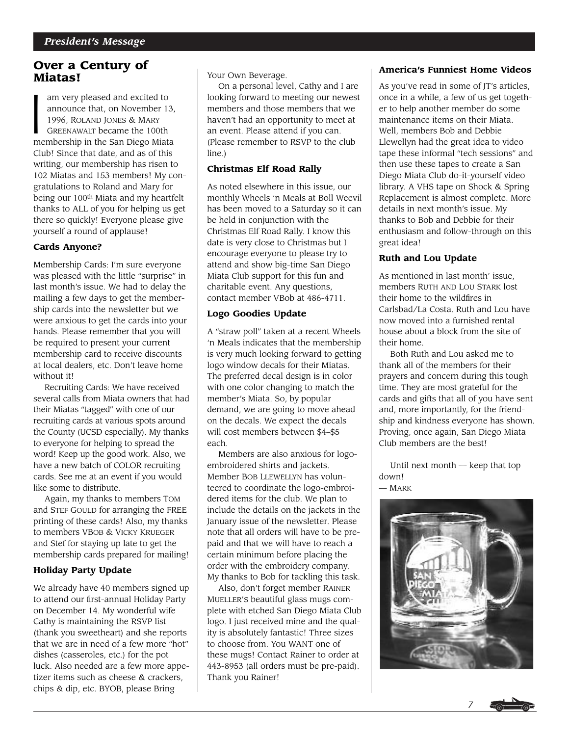*President's Message*

## Over a Century of Miatas!

I am very pleased and excited to announce that, on November 13, 1996, ROLAND JONES & MARY GREENAWALT became the 100th membership in the San Diego Miata Club! Since that date, and as of this writing, our membership has risen to 102 Miatas and 153 members! My congratulations to Roland and Mary for being our 100th Miata and my heartfelt thanks to ALL of you for helping us get there so quickly! Everyone please give yourself a round of applause!

### Cards Anyone?

Membership Cards: I'm sure everyone was pleased with the little "surprise" in last month's issue. We had to delay the mailing a few days to get the membership cards into the newsletter but we were anxious to get the cards into your hands. Please remember that you will be required to present your current membership card to receive discounts at local dealers, etc. Don't leave home without it!

Recruiting Cards: We have received several calls from Miata owners that had their Miatas "tagged" with one of our recruiting cards at various spots around the County (UCSD especially). My thanks to everyone for helping to spread the word! Keep up the good work. Also, we have a new batch of COLOR recruiting cards. See me at an event if you would like some to distribute.

Again, my thanks to members TOM and STEF GOULD for arranging the FREE printing of these cards! Also, my thanks to members VBOB & VICKY KRUEGER and Stef for staying up late to get the membership cards prepared for mailing!

### Holiday Party Update

We already have 40 members signed up to attend our first-annual Holiday Party on December 14. My wonderful wife Cathy is maintaining the RSVP list (thank you sweetheart) and she reports that we are in need of a few more "hot" dishes (casseroles, etc.) for the pot luck. Also needed are a few more appetizer items such as cheese & crackers, chips & dip, etc. BYOB, please Bring Your Own Beverage.

On a personal level, Cathy and I are looking forward to meeting our newest members and those members that we haven't had an opportunity to meet at an event. Please attend if you can. (Please remember to RSVP to the club line.)

### Christmas Elf Road Rally

As noted elsewhere in this issue, our monthly Wheels 'n Meals at Boll Weevil has been moved to a Saturday so it can be held in conjunction with the Christmas Elf Road Rally. I know this date is very close to Christmas but I encourage everyone to please try to attend and show big-time San Diego Miata Club support for this fun and charitable event. Any questions, contact member VBob at 486-4711.

### Logo Goodies Update

A "straw poll" taken at a recent Wheels 'n Meals indicates that the membership is very much looking forward to getting logo window decals for their Miatas. The preferred decal design is in color with one color changing to match the member's Miata. So, by popular demand, we are going to move ahead on the decals. We expect the decals will cost members between $4–$5 each.

Members are also anxious for logo-embroidered shirts and jackets. Member BOB LLEWELLYN has volunteered to coordinate the logo-embroidered items for the club. We plan to include the details on the jackets in the January issue of the newsletter. Please note that all orders will have to be pre-paid and that we will have to reach a certain minimum before placing the order with the embroidery company. My thanks to Bob for tackling this task.

Also, don't forget member RAINER MUELLER'S beautiful glass mugs complete with etched San Diego Miata Club logo. I just received mine and the quality is absolutely fantastic! Three sizes to choose from. You WANT one of these mugs! Contact Rainer to order at 443-8953 (all orders must be pre-paid). Thank you Rainer!

### America's Funniest Home Videos

As you've read in some of JT's articles, once in a while, a few of us get together to help another member do some maintenance items on their Miata. Well, members Bob and Debbie Llewellyn had the great idea to video tape these informal "tech sessions" and then use these tapes to create a San Diego Miata Club do-it-yourself video library. A VHS tape on Shock & Spring Replacement is almost complete. More details in next month's issue. My thanks to Bob and Debbie for their enthusiasm and follow-through on this great idea!

### Ruth and Lou Update

As mentioned in last month' issue, members RUTH AND LOU STARK lost their home to the wildfires in Carlsbad/La Costa. Ruth and Lou have now moved into a furnished rental house about a block from the site of their home.

Both Ruth and Lou asked me to thank all of the members for their prayers and concern during this tough time. They are most grateful for the cards and gifts that all of you have sent and, more importantly, for the friendship and kindness everyone has shown. Proving, once again, San Diego Miata Club members are the best!

Until next month — keep that top down!

— MARK